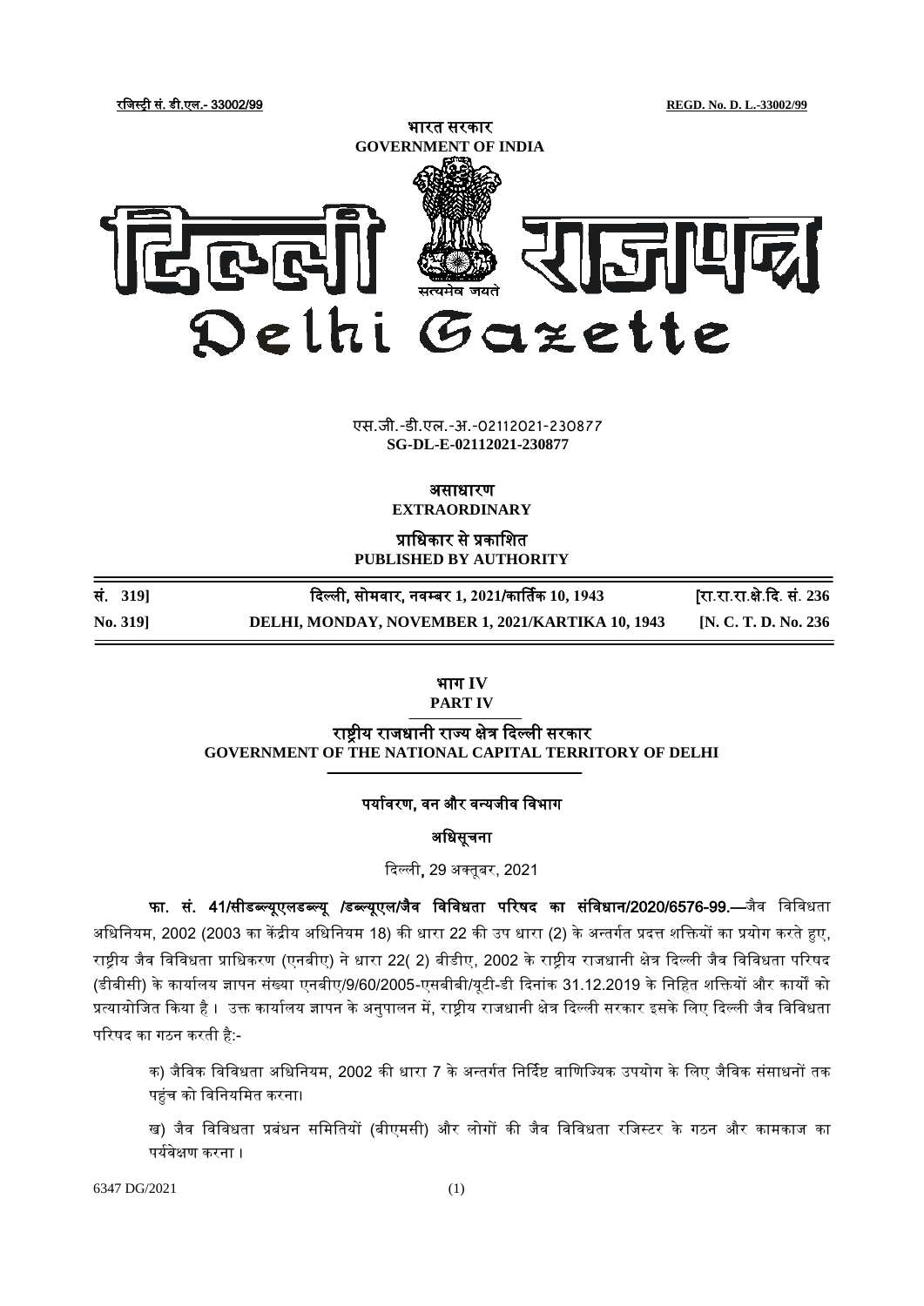रजिस्ट्री सं. डी.एल.- 33002/99 REGD. No. D. L.-33002/99

भारत सरकार
GOVERNMENT OF INDIA

# दिल्ली राजपत्र
# Delhi Gazette

एस.जी.-डी.एल.-अ.-02112021-230877
**SG-DL-E-02112021-230877**

**असाधारण**
**EXTRAORDINARY**

**प्राधिकार से प्रकाशित**
**PUBLISHED BY AUTHORITY**

| सं. 319] | दिल्ली, सोमवार, नवम्बर 1, 2021/कार्तिक 10, 1943 | [रा.रा.रा.क्षे.दि. सं. 236 |
|---|---|---|
| No. 319] | DELHI, MONDAY, NOVEMBER 1, 2021/KARTIKA 10, 1943 | [N. C. T. D. No. 236 |

## भाग IV
## PART IV

## राष्ट्रीय राजधानी राज्य क्षेत्र दिल्ली सरकार
## GOVERNMENT OF THE NATIONAL CAPITAL TERRITORY OF DELHI

### पर्यावरण, वन और वन्यजीव विभाग

### अधिसूचना

दिल्ली, 29 अक्तूबर, 2021

**फा. सं. 41/सीडब्ल्यूएलडब्ल्यू /डब्ल्यूएल/जैव विविधता परिषद का संविधान/2020/6576-99.—**जैव विविधता अधिनियम, 2002 (2003 का केंद्रीय अधिनियम 18) की धारा 22 की उप धारा (2) के अन्तर्गत प्रदत्त शक्तियों का प्रयोग करते हुए, राष्ट्रीय जैव विविधता प्राधिकरण (एनबीए) ने धारा 22( 2) बीडीए, 2002 के राष्ट्रीय राजधानी क्षेत्र दिल्ली जैव विविधता परिषद (डीबीसी) के कार्यालय ज्ञापन संख्या एनबीए/9/60/2005-एसबीबी/यूटी-डी दिनांक 31.12.2019 के निहित शक्तियों और कार्यों को प्रत्यायोजित किया है । उक्त कार्यालय ज्ञापन के अनुपालन में, राष्ट्रीय राजधानी क्षेत्र दिल्ली सरकार इसके लिए दिल्ली जैव विविधता परिषद का गठन करती है:-

क) जैविक विविधता अधिनियम, 2002 की धारा 7 के अन्तर्गत निर्दिष्ट वाणिज्यिक उपयोग के लिए जैविक संसाधनों तक पहुंच को विनियमित करना।

ख) जैव विविधता प्रबंधन समितियों (बीएमसी) और लोगों की जैव विविधता रजिस्टर के गठन और कामकाज का पर्यवेक्षण करना ।

6347 DG/2021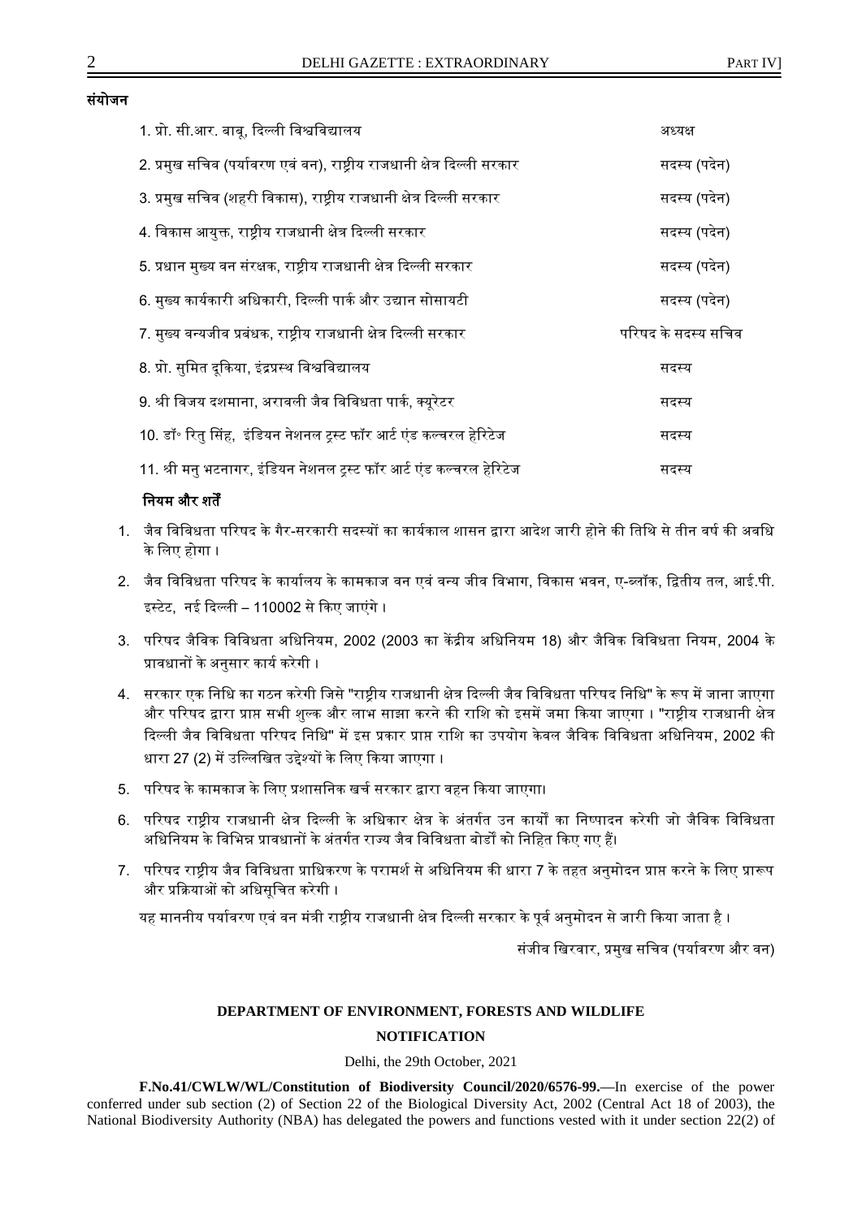**संयोजन**

| | |
|---|---|
| 1. प्रो. सी.आर. बाबू, दिल्ली विश्वविद्यालय | अध्यक्ष |
| 2. प्रमुख सचिव (पर्यावरण एवं वन), राष्ट्रीय राजधानी क्षेत्र दिल्ली सरकार | सदस्य (पदेन) |
| 3. प्रमुख सचिव (शहरी विकास), राष्ट्रीय राजधानी क्षेत्र दिल्ली सरकार | सदस्य (पदेन) |
| 4. विकास आयुक्त, राष्ट्रीय राजधानी क्षेत्र दिल्ली सरकार | सदस्य (पदेन) |
| 5. प्रधान मुख्य वन संरक्षक, राष्ट्रीय राजधानी क्षेत्र दिल्ली सरकार | सदस्य (पदेन) |
| 6. मुख्य कार्यकारी अधिकारी, दिल्ली पार्क और उद्यान सोसायटी | सदस्य (पदेन) |
| 7. मुख्य वन्यजीव प्रबंधक, राष्ट्रीय राजधानी क्षेत्र दिल्ली सरकार | परिषद के सदस्य सचिव |
| 8. प्रो. सुमित दूकिया, इंद्रप्रस्थ विश्वविद्यालय | सदस्य |
| 9. श्री विजय दशमाना, अरावली जैव विविधता पार्क, क्यूरेटर | सदस्य |
| 10. डॉ॰ रितु सिंह, इंडियन नेशनल ट्रस्ट फॉर आर्ट एंड कल्चरल हेरिटेज | सदस्य |
| 11. श्री मनु भटनागर, इंडियन नेशनल ट्रस्ट फॉर आर्ट एंड कल्चरल हेरिटेज | सदस्य |

**नियम और शर्तें**

1. जैव विविधता परिषद के गैर-सरकारी सदस्यों का कार्यकाल शासन द्वारा आदेश जारी होने की तिथि से तीन वर्ष की अवधि के लिए होगा ।
2. जैव विविधता परिषद के कार्यालय के कामकाज वन एवं वन्य जीव विभाग, विकास भवन, ए-ब्लॉक, द्वितीय तल, आई.पी. इस्टेट, नई दिल्ली – 110002 से किए जाएंगे ।
3. परिषद जैविक विविधता अधिनियम, 2002 (2003 का केंद्रीय अधिनियम 18) और जैविक विविधता नियम, 2004 के प्रावधानों के अनुसार कार्य करेगी ।
4. सरकार एक निधि का गठन करेगी जिसे "राष्ट्रीय राजधानी क्षेत्र दिल्ली जैव विविधता परिषद निधि" के रूप में जाना जाएगा और परिषद द्वारा प्राप्त सभी शुल्क और लाभ साझा करने की राशि को इसमें जमा किया जाएगा । "राष्ट्रीय राजधानी क्षेत्र दिल्ली जैव विविधता परिषद निधि" में इस प्रकार प्राप्त राशि का उपयोग केवल जैविक विविधता अधिनियम, 2002 की धारा 27 (2) में उल्लिखित उद्देश्यों के लिए किया जाएगा ।
5. परिषद के कामकाज के लिए प्रशासनिक खर्च सरकार द्वारा वहन किया जाएगा।
6. परिषद राष्ट्रीय राजधानी क्षेत्र दिल्ली के अधिकार क्षेत्र के अंतर्गत उन कार्यों का निष्पादन करेगी जो जैविक विविधता अधिनियम के विभिन्न प्रावधानों के अंतर्गत राज्य जैव विविधता बोर्डों को निहित किए गए हैं।
7. परिषद राष्ट्रीय जैव विविधता प्राधिकरण के परामर्श से अधिनियम की धारा 7 के तहत अनुमोदन प्राप्त करने के लिए प्रारूप और प्रक्रियाओं को अधिसूचित करेगी ।

यह माननीय पर्यावरण एवं वन मंत्री राष्ट्रीय राजधानी क्षेत्र दिल्ली सरकार के पूर्व अनुमोदन से जारी किया जाता है ।

संजीव खिरवार, प्रमुख सचिव (पर्यावरण और वन)

**DEPARTMENT OF ENVIRONMENT, FORESTS AND WILDLIFE**

**NOTIFICATION**

Delhi, the 29th October, 2021

**F.No.41/CWLW/WL/Constitution of Biodiversity Council/2020/6576-99.**—In exercise of the power conferred under sub section (2) of Section 22 of the Biological Diversity Act, 2002 (Central Act 18 of 2003), the National Biodiversity Authority (NBA) has delegated the powers and functions vested with it under section 22(2) of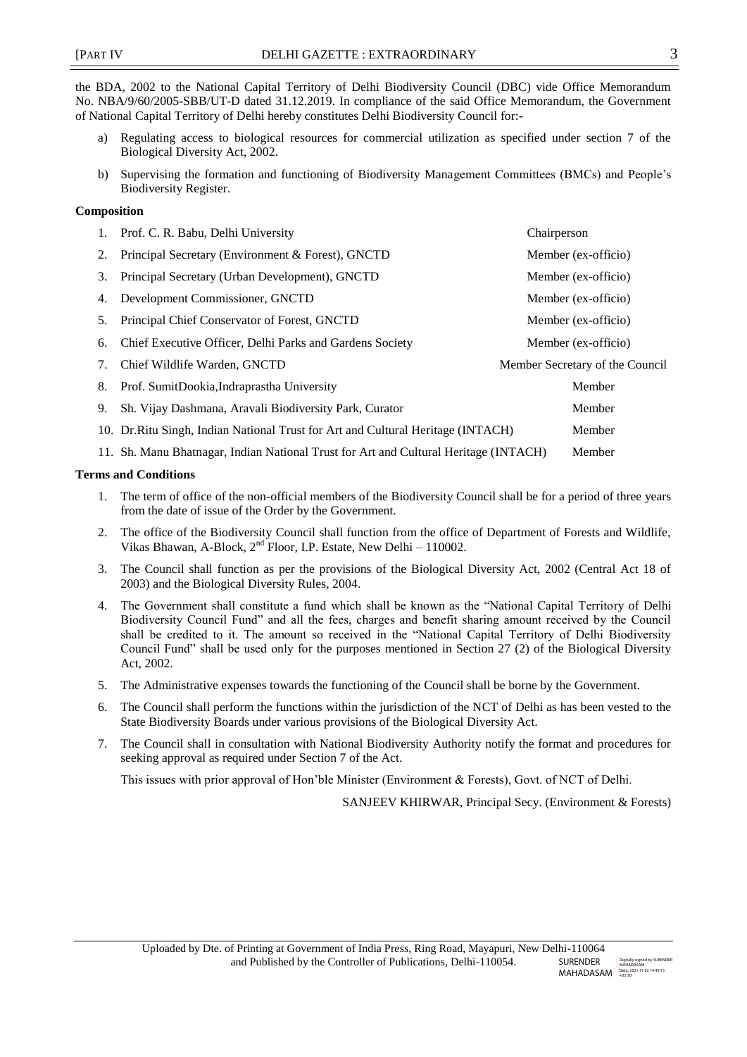the BDA, 2002 to the National Capital Territory of Delhi Biodiversity Council (DBC) vide Office Memorandum No. NBA/9/60/2005-SBB/UT-D dated 31.12.2019. In compliance of the said Office Memorandum, the Government of National Capital Territory of Delhi hereby constitutes Delhi Biodiversity Council for:-

a) Regulating access to biological resources for commercial utilization as specified under section 7 of the Biological Diversity Act, 2002.

b) Supervising the formation and functioning of Biodiversity Management Committees (BMCs) and People's Biodiversity Register.

**Composition**

| | | |
|---|---|---|
| 1. | Prof. C. R. Babu, Delhi University | Chairperson |
| 2. | Principal Secretary (Environment & Forest), GNCTD | Member (ex-officio) |
| 3. | Principal Secretary (Urban Development), GNCTD | Member (ex-officio) |
| 4. | Development Commissioner, GNCTD | Member (ex-officio) |
| 5. | Principal Chief Conservator of Forest, GNCTD | Member (ex-officio) |
| 6. | Chief Executive Officer, Delhi Parks and Gardens Society | Member (ex-officio) |
| 7. | Chief Wildlife Warden, GNCTD | Member Secretary of the Council |
| 8. | Prof. SumitDookia,Indraprastha University | Member |
| 9. | Sh. Vijay Dashmana, Aravali Biodiversity Park, Curator | Member |
| 10. | Dr.Ritu Singh, Indian National Trust for Art and Cultural Heritage (INTACH) | Member |
| 11. | Sh. Manu Bhatnagar, Indian National Trust for Art and Cultural Heritage (INTACH) | Member |

**Terms and Conditions**

1. The term of office of the non-official members of the Biodiversity Council shall be for a period of three years from the date of issue of the Order by the Government.

2. The office of the Biodiversity Council shall function from the office of Department of Forests and Wildlife, Vikas Bhawan, A-Block, 2nd Floor, I.P. Estate, New Delhi – 110002.

3. The Council shall function as per the provisions of the Biological Diversity Act, 2002 (Central Act 18 of 2003) and the Biological Diversity Rules, 2004.

4. The Government shall constitute a fund which shall be known as the "National Capital Territory of Delhi Biodiversity Council Fund" and all the fees, charges and benefit sharing amount received by the Council shall be credited to it. The amount so received in the "National Capital Territory of Delhi Biodiversity Council Fund" shall be used only for the purposes mentioned in Section 27 (2) of the Biological Diversity Act, 2002.

5. The Administrative expenses towards the functioning of the Council shall be borne by the Government.

6. The Council shall perform the functions within the jurisdiction of the NCT of Delhi as has been vested to the State Biodiversity Boards under various provisions of the Biological Diversity Act.

7. The Council shall in consultation with National Biodiversity Authority notify the format and procedures for seeking approval as required under Section 7 of the Act.

This issues with prior approval of Hon'ble Minister (Environment & Forests), Govt. of NCT of Delhi.

SANJEEV KHIRWAR, Principal Secy. (Environment & Forests)

Uploaded by Dte. of Printing at Government of India Press, Ring Road, Mayapuri, New Delhi-110064 and Published by the Controller of Publications, Delhi-110054.

SURENDER MAHADASAM — Digitally signed by SURENDER MAHADASAM Date: 2021.11.02 14:49:15 +05'30'